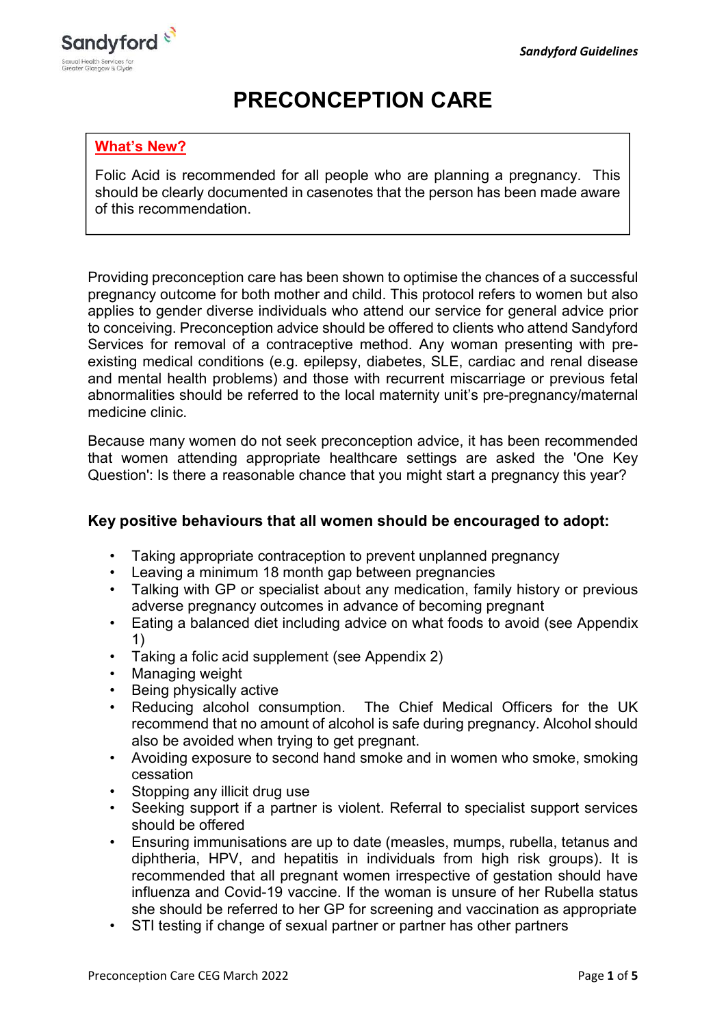# PRECONCEPTION CARE

**What's New?**

Folic Acid is recommended for all people who are planning a pregnancy. This should be clearly documented in casenotes that the person has been made aware of this recommendation.

Providing preconception care has been shown to optimise the chances of a successful pregnancy outcome for both mother and child. This protocol refers to women but also applies to gender diverse individuals who attend our service for general advice prior to conceiving. Preconception advice should be offered to clients who attend Sandyford Services for removal of a contraceptive method. Any woman presenting with pre-existing medical conditions (e.g. epilepsy, diabetes, SLE, cardiac and renal disease and mental health problems) and those with recurrent miscarriage or previous fetal abnormalities should be referred to the local maternity unit's pre-pregnancy/maternal medicine clinic.

Because many women do not seek preconception advice, it has been recommended that women attending appropriate healthcare settings are asked the 'One Key Question': Is there a reasonable chance that you might start a pregnancy this year?

### Key positive behaviours that all women should be encouraged to adopt:

- Taking appropriate contraception to prevent unplanned pregnancy
- Leaving a minimum 18 month gap between pregnancies
- Talking with GP or specialist about any medication, family history or previous adverse pregnancy outcomes in advance of becoming pregnant
- Eating a balanced diet including advice on what foods to avoid (see Appendix 1)
- Taking a folic acid supplement (see Appendix 2)
- Managing weight
- Being physically active
- Reducing alcohol consumption. The Chief Medical Officers for the UK recommend that no amount of alcohol is safe during pregnancy. Alcohol should also be avoided when trying to get pregnant.
- Avoiding exposure to second hand smoke and in women who smoke, smoking cessation
- Stopping any illicit drug use
- Seeking support if a partner is violent. Referral to specialist support services should be offered
- Ensuring immunisations are up to date (measles, mumps, rubella, tetanus and diphtheria, HPV, and hepatitis in individuals from high risk groups). It is recommended that all pregnant women irrespective of gestation should have influenza and Covid-19 vaccine. If the woman is unsure of her Rubella status she should be referred to her GP for screening and vaccination as appropriate
- STI testing if change of sexual partner or partner has other partners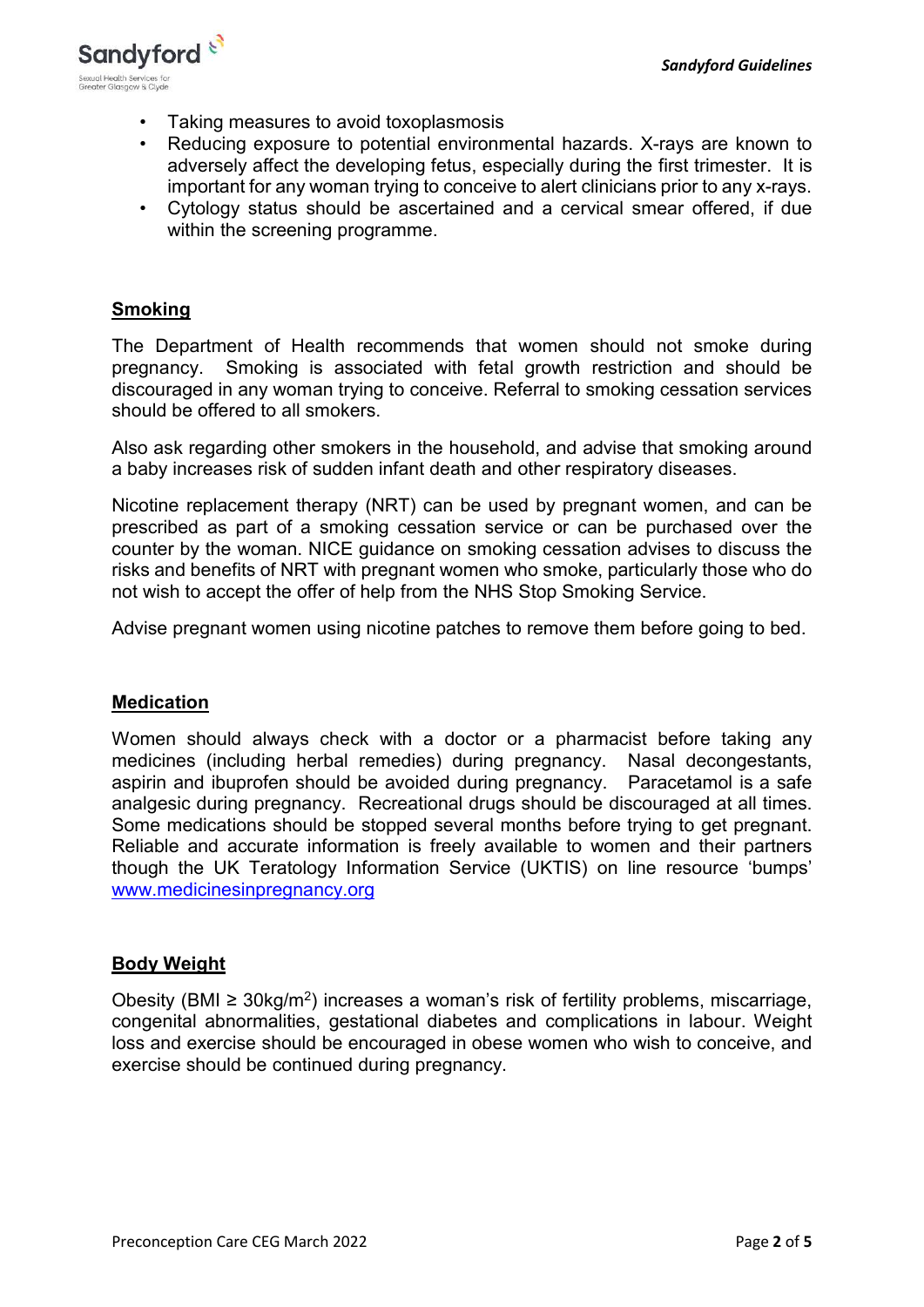- Taking measures to avoid toxoplasmosis
- Reducing exposure to potential environmental hazards. X-rays are known to adversely affect the developing fetus, especially during the first trimester. It is important for any woman trying to conceive to alert clinicians prior to any x-rays.
- Cytology status should be ascertained and a cervical smear offered, if due within the screening programme.

## Smoking

The Department of Health recommends that women should not smoke during pregnancy. Smoking is associated with fetal growth restriction and should be discouraged in any woman trying to conceive. Referral to smoking cessation services should be offered to all smokers.

Also ask regarding other smokers in the household, and advise that smoking around a baby increases risk of sudden infant death and other respiratory diseases.

Nicotine replacement therapy (NRT) can be used by pregnant women, and can be prescribed as part of a smoking cessation service or can be purchased over the counter by the woman. NICE guidance on smoking cessation advises to discuss the risks and benefits of NRT with pregnant women who smoke, particularly those who do not wish to accept the offer of help from the NHS Stop Smoking Service.

Advise pregnant women using nicotine patches to remove them before going to bed.

## Medication

Women should always check with a doctor or a pharmacist before taking any medicines (including herbal remedies) during pregnancy. Nasal decongestants, aspirin and ibuprofen should be avoided during pregnancy. Paracetamol is a safe analgesic during pregnancy. Recreational drugs should be discouraged at all times. Some medications should be stopped several months before trying to get pregnant. Reliable and accurate information is freely available to women and their partners though the UK Teratology Information Service (UKTIS) on line resource 'bumps' [www.medicinesinpregnancy.org](http://www.medicinesinpregnancy.org)

## Body Weight

Obesity (BMI ≥ 30kg/m$^2$) increases a woman's risk of fertility problems, miscarriage, congenital abnormalities, gestational diabetes and complications in labour. Weight loss and exercise should be encouraged in obese women who wish to conceive, and exercise should be continued during pregnancy.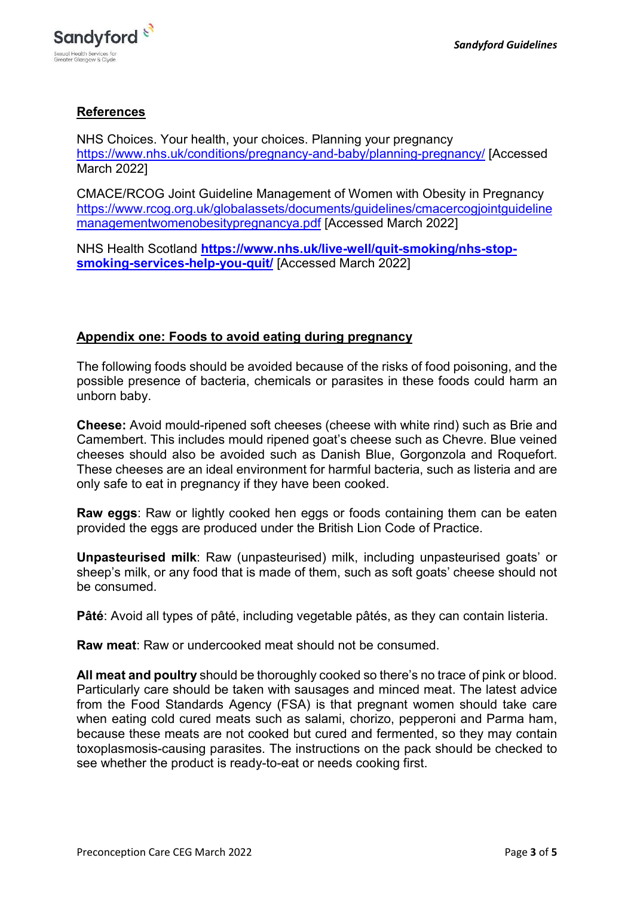## References

NHS Choices. Your health, your choices. Planning your pregnancy https://www.nhs.uk/conditions/pregnancy-and-baby/planning-pregnancy/ [Accessed March 2022]

CMACE/RCOG Joint Guideline Management of Women with Obesity in Pregnancy https://www.rcog.org.uk/globalassets/documents/guidelines/cmacercogjointguidelinemanagementwomenobesitypregnancya.pdf [Accessed March 2022]

NHS Health Scotland **https://www.nhs.uk/live-well/quit-smoking/nhs-stop-smoking-services-help-you-quit/** [Accessed March 2022]

## Appendix one: Foods to avoid eating during pregnancy

The following foods should be avoided because of the risks of food poisoning, and the possible presence of bacteria, chemicals or parasites in these foods could harm an unborn baby.

**Cheese:** Avoid mould-ripened soft cheeses (cheese with white rind) such as Brie and Camembert. This includes mould ripened goat's cheese such as Chevre. Blue veined cheeses should also be avoided such as Danish Blue, Gorgonzola and Roquefort. These cheeses are an ideal environment for harmful bacteria, such as listeria and are only safe to eat in pregnancy if they have been cooked.

**Raw eggs**: Raw or lightly cooked hen eggs or foods containing them can be eaten provided the eggs are produced under the British Lion Code of Practice.

**Unpasteurised milk**: Raw (unpasteurised) milk, including unpasteurised goats' or sheep's milk, or any food that is made of them, such as soft goats' cheese should not be consumed.

**Pâté**: Avoid all types of pâté, including vegetable pâtés, as they can contain listeria.

**Raw meat**: Raw or undercooked meat should not be consumed.

**All meat and poultry** should be thoroughly cooked so there's no trace of pink or blood. Particularly care should be taken with sausages and minced meat. The latest advice from the Food Standards Agency (FSA) is that pregnant women should take care when eating cold cured meats such as salami, chorizo, pepperoni and Parma ham, because these meats are not cooked but cured and fermented, so they may contain toxoplasmosis-causing parasites. The instructions on the pack should be checked to see whether the product is ready-to-eat or needs cooking first.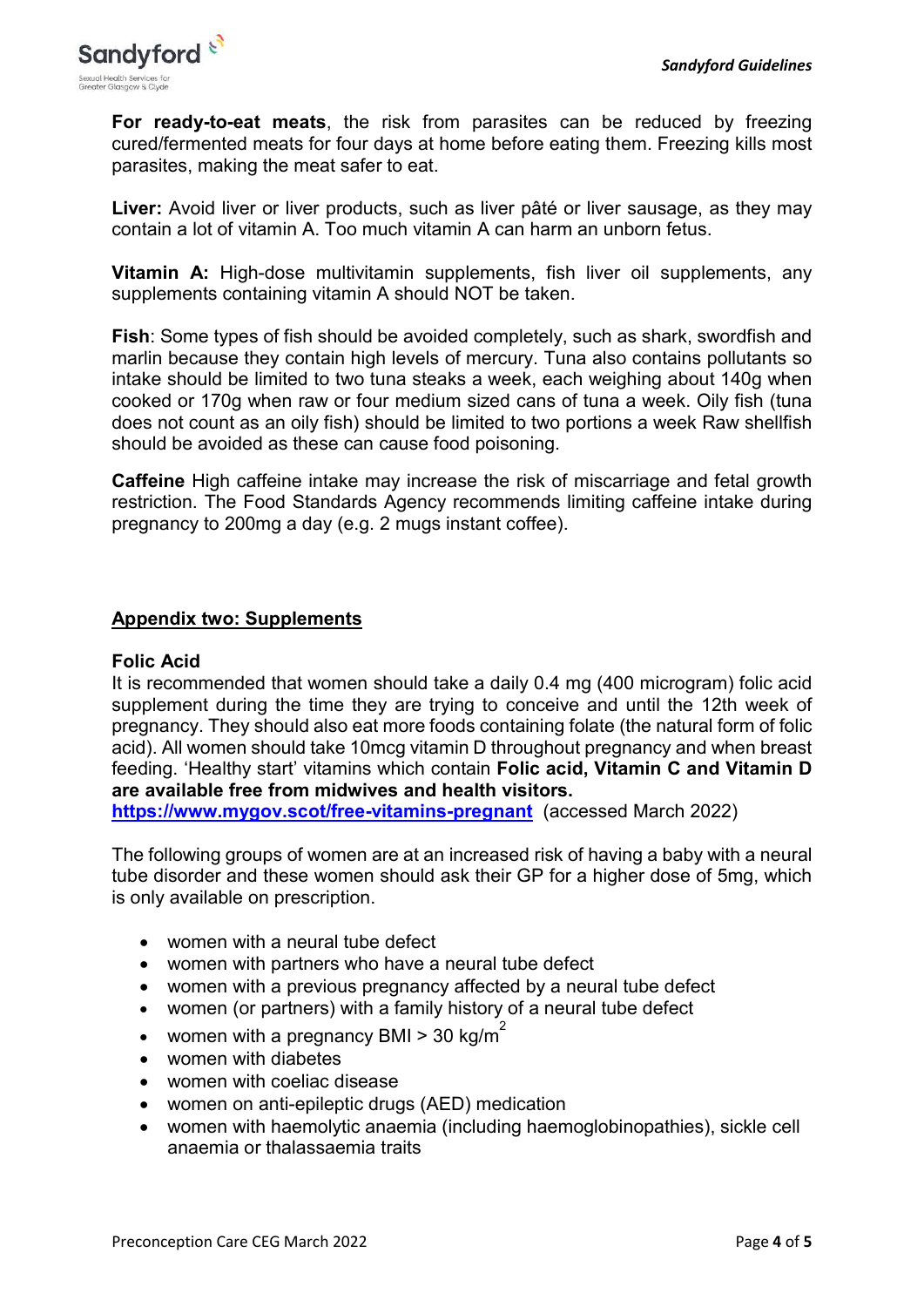**For ready-to-eat meats**, the risk from parasites can be reduced by freezing cured/fermented meats for four days at home before eating them. Freezing kills most parasites, making the meat safer to eat.

**Liver:** Avoid liver or liver products, such as liver pâté or liver sausage, as they may contain a lot of vitamin A. Too much vitamin A can harm an unborn fetus.

**Vitamin A:** High-dose multivitamin supplements, fish liver oil supplements, any supplements containing vitamin A should NOT be taken.

**Fish**: Some types of fish should be avoided completely, such as shark, swordfish and marlin because they contain high levels of mercury. Tuna also contains pollutants so intake should be limited to two tuna steaks a week, each weighing about 140g when cooked or 170g when raw or four medium sized cans of tuna a week. Oily fish (tuna does not count as an oily fish) should be limited to two portions a week Raw shellfish should be avoided as these can cause food poisoning.

**Caffeine** High caffeine intake may increase the risk of miscarriage and fetal growth restriction. The Food Standards Agency recommends limiting caffeine intake during pregnancy to 200mg a day (e.g. 2 mugs instant coffee).

## Appendix two: Supplements

**Folic Acid**

It is recommended that women should take a daily 0.4 mg (400 microgram) folic acid supplement during the time they are trying to conceive and until the 12th week of pregnancy. They should also eat more foods containing folate (the natural form of folic acid). All women should take 10mcg vitamin D throughout pregnancy and when breast feeding. 'Healthy start' vitamins which contain **Folic acid, Vitamin C and Vitamin D are available free from midwives and health visitors.**
**https://www.mygov.scot/free-vitamins-pregnant** (accessed March 2022)

The following groups of women are at an increased risk of having a baby with a neural tube disorder and these women should ask their GP for a higher dose of 5mg, which is only available on prescription.

- women with a neural tube defect
- women with partners who have a neural tube defect
- women with a previous pregnancy affected by a neural tube defect
- women (or partners) with a family history of a neural tube defect
- women with a pregnancy BMI > 30 kg/$m^2$
- women with diabetes
- women with coeliac disease
- women on anti-epileptic drugs (AED) medication
- women with haemolytic anaemia (including haemoglobinopathies), sickle cell anaemia or thalassaemia traits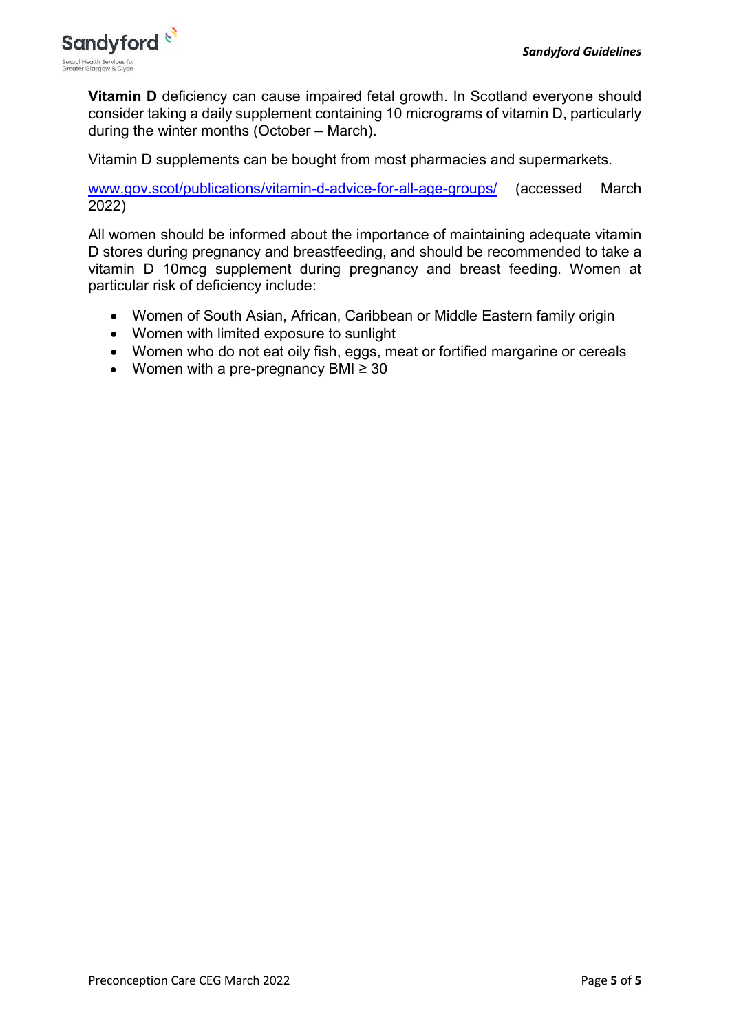**Vitamin D** deficiency can cause impaired fetal growth. In Scotland everyone should consider taking a daily supplement containing 10 micrograms of vitamin D, particularly during the winter months (October – March).

Vitamin D supplements can be bought from most pharmacies and supermarkets.

[www.gov.scot/publications/vitamin-d-advice-for-all-age-groups/](http://www.gov.scot/publications/vitamin-d-advice-for-all-age-groups/) (accessed March 2022)

All women should be informed about the importance of maintaining adequate vitamin D stores during pregnancy and breastfeeding, and should be recommended to take a vitamin D 10mcg supplement during pregnancy and breast feeding. Women at particular risk of deficiency include:

- Women of South Asian, African, Caribbean or Middle Eastern family origin
- Women with limited exposure to sunlight
- Women who do not eat oily fish, eggs, meat or fortified margarine or cereals
- Women with a pre-pregnancy BMI ≥ 30